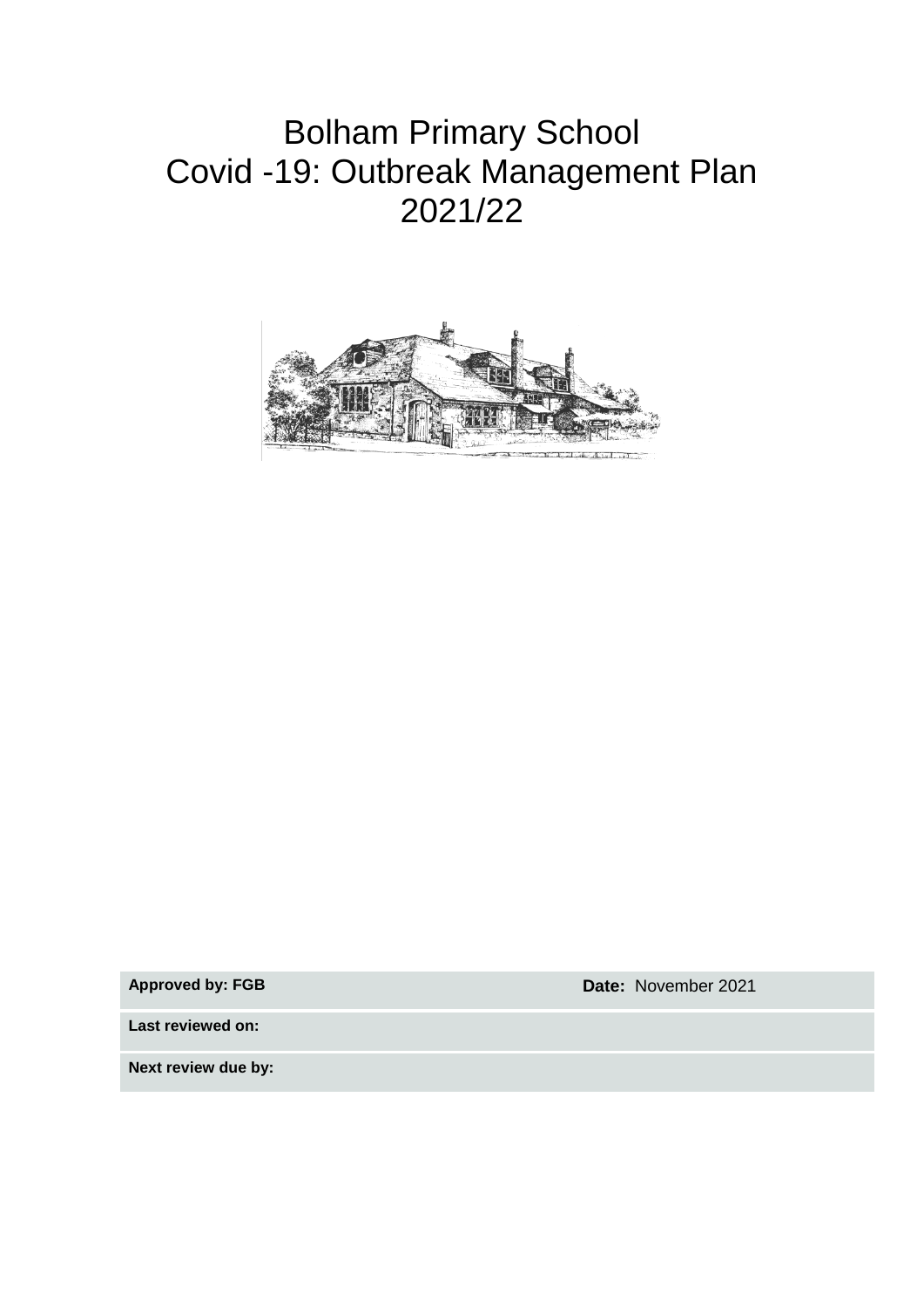# Bolham Primary School
# Covid -19: Outbreak Management Plan
# 2021/22

| | |
|---|---|
| **Approved by: FGB** | **Date:** November 2021 |
| **Last reviewed on:** | |
| **Next review due by:** | |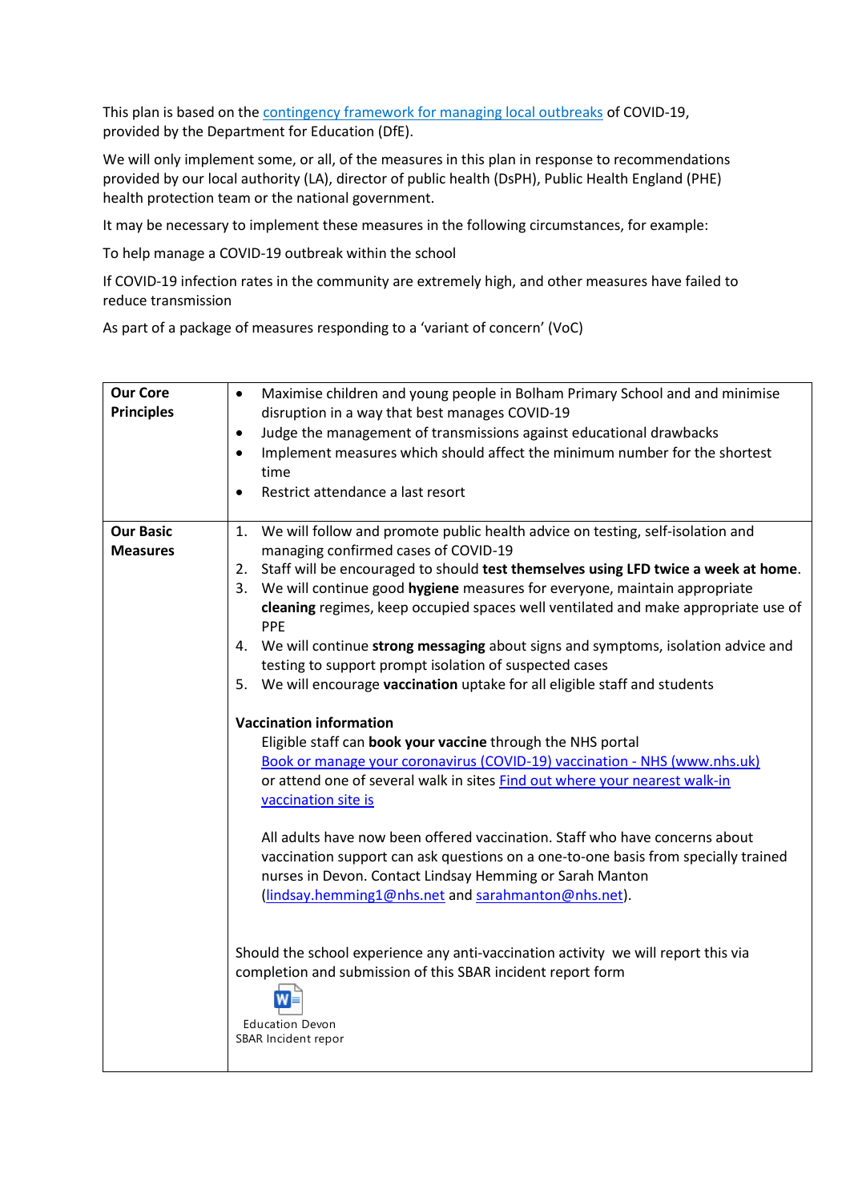This plan is based on the [contingency framework for managing local outbreaks] of COVID-19, provided by the Department for Education (DfE).

We will only implement some, or all, of the measures in this plan in response to recommendations provided by our local authority (LA), director of public health (DsPH), Public Health England (PHE) health protection team or the national government.

It may be necessary to implement these measures in the following circumstances, for example:

To help manage a COVID-19 outbreak within the school

If COVID-19 infection rates in the community are extremely high, and other measures have failed to reduce transmission

As part of a package of measures responding to a 'variant of concern' (VoC)

| **Our Core Principles** | • Maximise children and young people in Bolham Primary School and and minimise disruption in a way that best manages COVID-19<br>• Judge the management of transmissions against educational drawbacks<br>• Implement measures which should affect the minimum number for the shortest time<br>• Restrict attendance a last resort |
|---|---|
| **Our Basic Measures** | 1. We will follow and promote public health advice on testing, self-isolation and managing confirmed cases of COVID-19<br>2. Staff will be encouraged to should **test themselves using LFD twice a week at home**.<br>3. We will continue good **hygiene** measures for everyone, maintain appropriate **cleaning** regimes, keep occupied spaces well ventilated and make appropriate use of PPE<br>4. We will continue **strong messaging** about signs and symptoms, isolation advice and testing to support prompt isolation of suspected cases<br>5. We will encourage **vaccination** uptake for all eligible staff and students<br><br>**Vaccination information**<br>Eligible staff can **book your vaccine** through the NHS portal [Book or manage your coronavirus (COVID-19) vaccination - NHS (www.nhs.uk)] or attend one of several walk in sites [Find out where your nearest walk-in vaccination site is]<br><br>All adults have now been offered vaccination. Staff who have concerns about vaccination support can ask questions on a one-to-one basis from specially trained nurses in Devon. Contact Lindsay Hemming or Sarah Manton (lindsay.hemming1@nhs.net and sarahmanton@nhs.net).<br><br>Should the school experience any anti-vaccination activity we will report this via completion and submission of this SBAR incident report form<br><br>Education Devon SBAR Incident repor |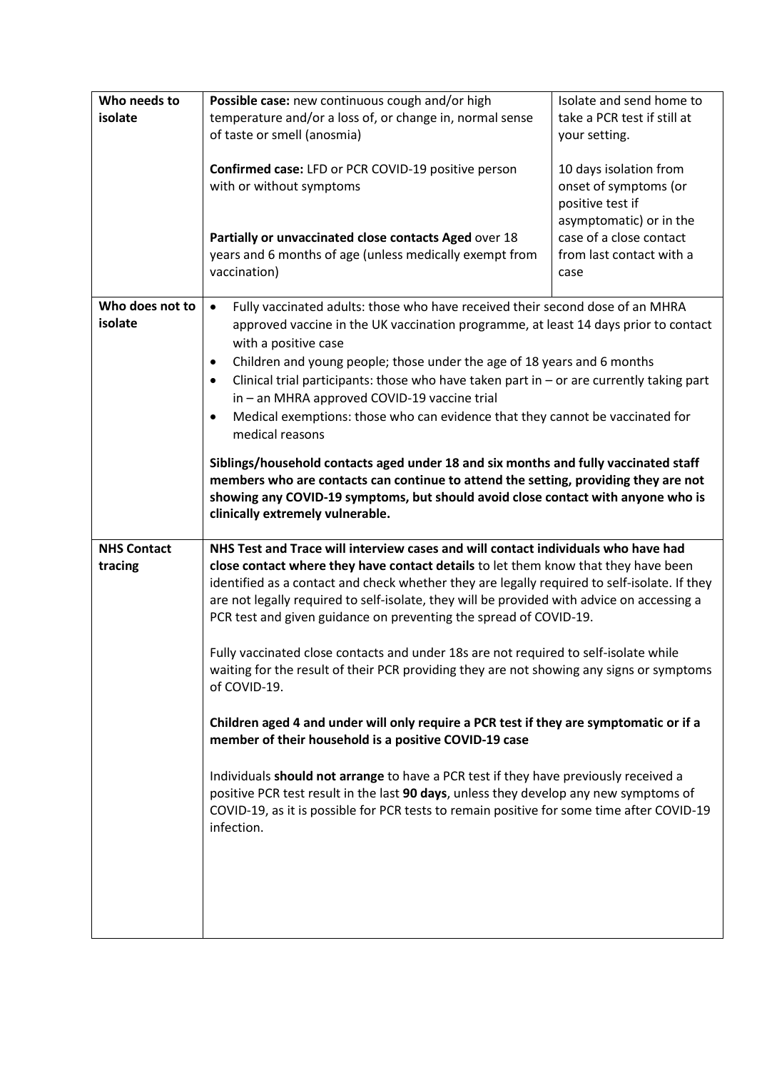| Who needs to isolate | **Possible case:** new continuous cough and/or high temperature and/or a loss of, or change in, normal sense of taste or smell (anosmia)<br><br>**Confirmed case:** LFD or PCR COVID-19 positive person with or without symptoms<br><br>**Partially or unvaccinated close contacts Aged** over 18 years and 6 months of age (unless medically exempt from vaccination) | Isolate and send home to take a PCR test if still at your setting.<br><br>10 days isolation from onset of symptoms (or positive test if asymptomatic) or in the case of a close contact from last contact with a case |
|---|---|---|
| **Who does not to isolate** | • Fully vaccinated adults: those who have received their second dose of an MHRA approved vaccine in the UK vaccination programme, at least 14 days prior to contact with a positive case<br>• Children and young people; those under the age of 18 years and 6 months<br>• Clinical trial participants: those who have taken part in – or are currently taking part in – an MHRA approved COVID-19 vaccine trial<br>• Medical exemptions: those who can evidence that they cannot be vaccinated for medical reasons<br><br>**Siblings/household contacts aged under 18 and six months and fully vaccinated staff members who are contacts can continue to attend the setting, providing they are not showing any COVID-19 symptoms, but should avoid close contact with anyone who is clinically extremely vulnerable.** | |
| **NHS Contact tracing** | **NHS Test and Trace will interview cases and will contact individuals who have had close contact where they have contact details** to let them know that they have been identified as a contact and check whether they are legally required to self-isolate. If they are not legally required to self-isolate, they will be provided with advice on accessing a PCR test and given guidance on preventing the spread of COVID-19.<br><br>Fully vaccinated close contacts and under 18s are not required to self-isolate while waiting for the result of their PCR providing they are not showing any signs or symptoms of COVID-19.<br><br>**Children aged 4 and under will only require a PCR test if they are symptomatic or if a member of their household is a positive COVID-19 case**<br><br>Individuals **should not arrange** to have a PCR test if they have previously received a positive PCR test result in the last **90 days**, unless they develop any new symptoms of COVID-19, as it is possible for PCR tests to remain positive for some time after COVID-19 infection. | |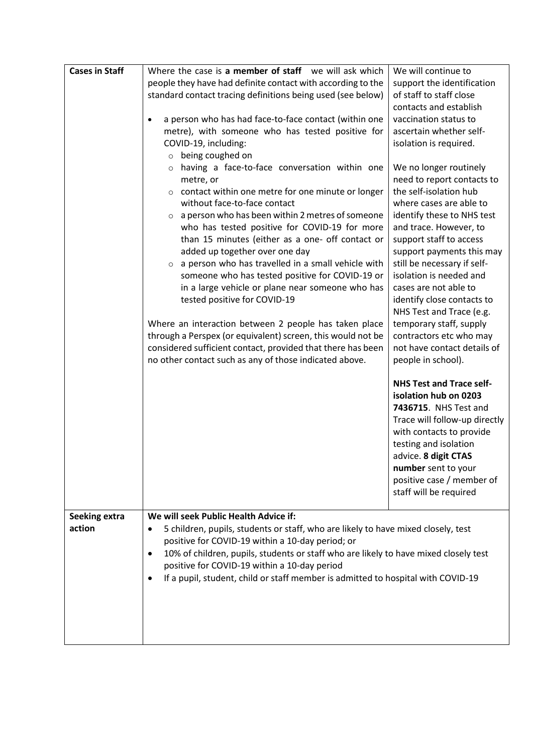| | | |
|---|---|---|
| **Cases in Staff** | Where the case is **a member of staff** we will ask which people they have had definite contact with according to the standard contact tracing definitions being used (see below)<br><br>• a person who has had face-to-face contact (within one metre), with someone who has tested positive for COVID-19, including:<br>  ○ being coughed on<br>  ○ having a face-to-face conversation within one metre, or<br>  ○ contact within one metre for one minute or longer without face-to-face contact<br>  ○ a person who has been within 2 metres of someone who has tested positive for COVID-19 for more than 15 minutes (either as a one- off contact or added up together over one day<br>  ○ a person who has travelled in a small vehicle with someone who has tested positive for COVID-19 or in a large vehicle or plane near someone who has tested positive for COVID-19<br><br>Where an interaction between 2 people has taken place through a Perspex (or equivalent) screen, this would not be considered sufficient contact, provided that there has been no other contact such as any of those indicated above. | We will continue to support the identification of staff to staff close contacts and establish vaccination status to ascertain whether self-isolation is required.<br><br>We no longer routinely need to report contacts to the self-isolation hub where cases are able to identify these to NHS test and trace. However, to support staff to access support payments this may still be necessary if self-isolation is needed and cases are not able to identify close contacts to NHS Test and Trace (e.g. temporary staff, supply contractors etc who may not have contact details of people in school).<br><br>**NHS Test and Trace self-isolation hub on 0203 7436715**. NHS Test and Trace will follow-up directly with contacts to provide testing and isolation advice. **8 digit CTAS number** sent to your positive case / member of staff will be required |
| **Seeking extra action** | **We will seek Public Health Advice if:**<br>• 5 children, pupils, students or staff, who are likely to have mixed closely, test positive for COVID-19 within a 10-day period; or<br>• 10% of children, pupils, students or staff who are likely to have mixed closely test positive for COVID-19 within a 10-day period<br>• If a pupil, student, child or staff member is admitted to hospital with COVID-19 | |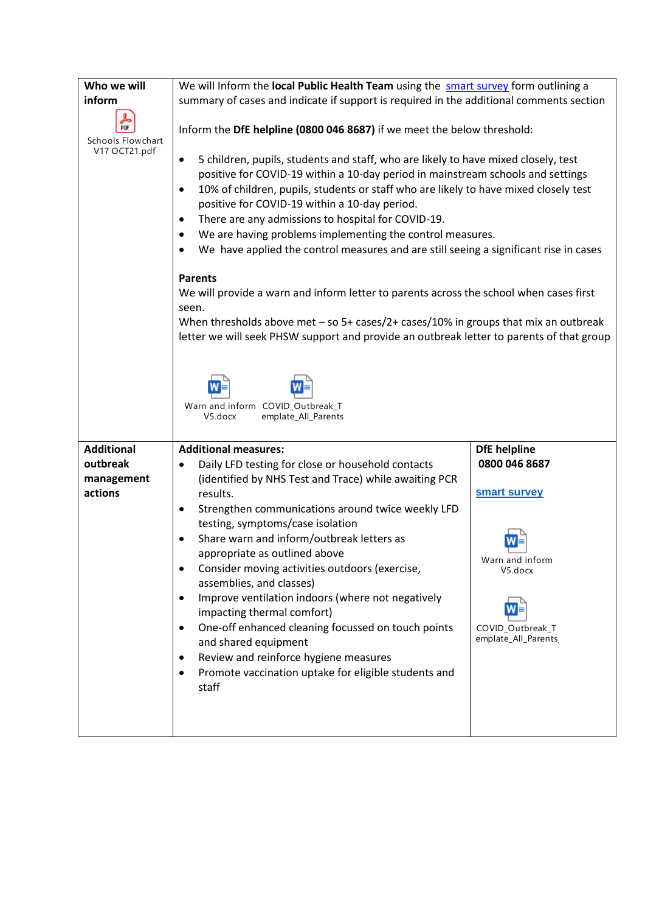| | | |
|---|---|---|
| **Who we will inform**<br><br>Schools Flowchart V17 OCT21.pdf | We will Inform the **local Public Health Team** using the smart survey form outlining a summary of cases and indicate if support is required in the additional comments section<br><br>Inform the **DfE helpline (0800 046 8687)** if we meet the below threshold:<br><br>• 5 children, pupils, students and staff, who are likely to have mixed closely, test positive for COVID-19 within a 10-day period in mainstream schools and settings<br>• 10% of children, pupils, students or staff who are likely to have mixed closely test positive for COVID-19 within a 10-day period.<br>• There are any admissions to hospital for COVID-19.<br>• We are having problems implementing the control measures.<br>• We have applied the control measures and are still seeing a significant rise in cases<br><br>**Parents**<br>We will provide a warn and inform letter to parents across the school when cases first seen.<br>When thresholds above met – so 5+ cases/2+ cases/10% in groups that mix an outbreak letter we will seek PHSW support and provide an outbreak letter to parents of that group<br><br>Warn and inform V5.docx &nbsp;&nbsp; COVID_Outbreak_Template_All_Parents | |
| **Additional outbreak management actions** | **Additional measures:**<br>• Daily LFD testing for close or household contacts (identified by NHS Test and Trace) while awaiting PCR results.<br>• Strengthen communications around twice weekly LFD testing, symptoms/case isolation<br>• Share warn and inform/outbreak letters as appropriate as outlined above<br>• Consider moving activities outdoors (exercise, assemblies, and classes)<br>• Improve ventilation indoors (where not negatively impacting thermal comfort)<br>• One-off enhanced cleaning focussed on touch points and shared equipment<br>• Review and reinforce hygiene measures<br>• Promote vaccination uptake for eligible students and staff | **DfE helpline**<br>**0800 046 8687**<br><br>**smart survey**<br><br>Warn and inform V5.docx<br><br>COVID_Outbreak_Template_All_Parents |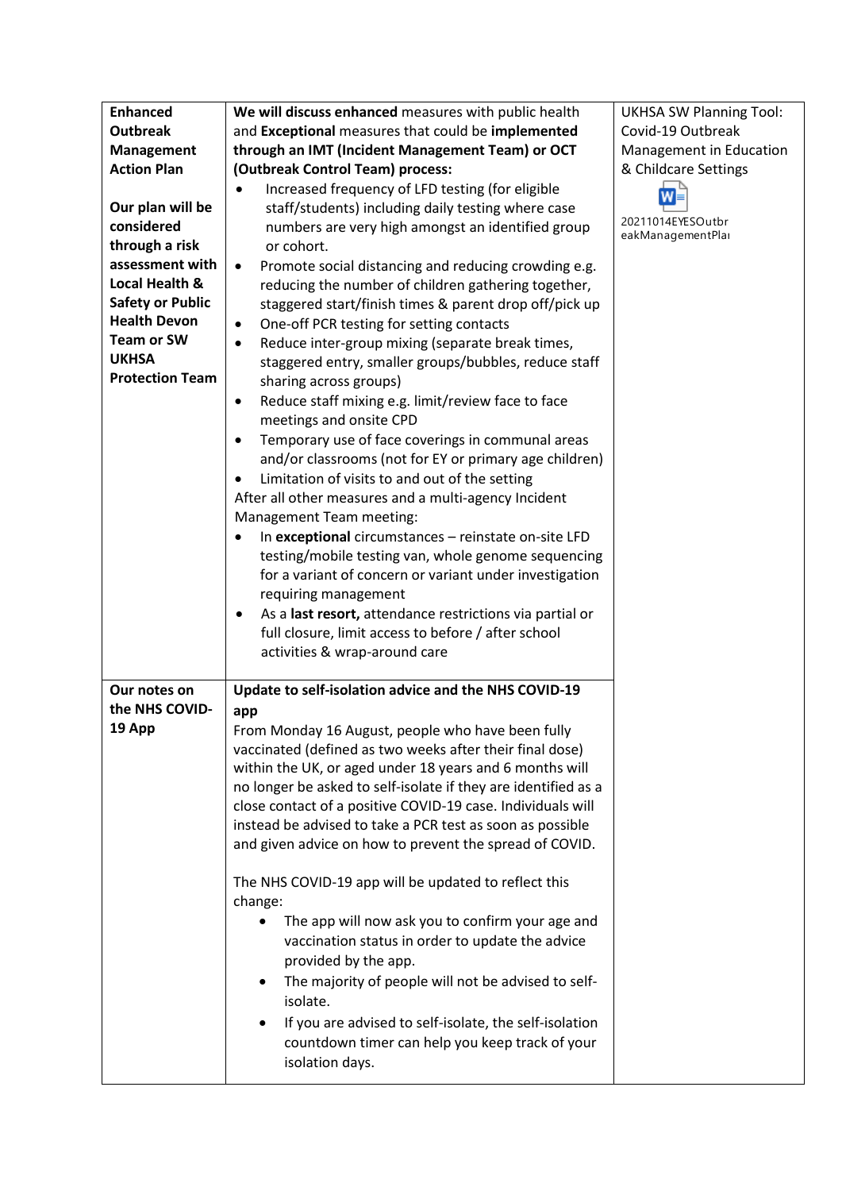| | | |
|---|---|---|
| **Enhanced Outbreak Management Action Plan**<br><br>**Our plan will be considered through a risk assessment with Local Health & Safety or Public Health Devon Team or SW UKHSA Protection Team** | **We will discuss enhanced** measures with public health and **Exceptional** measures that could be **implemented through an IMT (Incident Management Team) or OCT (Outbreak Control Team) process:**<br>• Increased frequency of LFD testing (for eligible staff/students) including daily testing where case numbers are very high amongst an identified group or cohort.<br>• Promote social distancing and reducing crowding e.g. reducing the number of children gathering together, staggered start/finish times & parent drop off/pick up<br>• One-off PCR testing for setting contacts<br>• Reduce inter-group mixing (separate break times, staggered entry, smaller groups/bubbles, reduce staff sharing across groups)<br>• Reduce staff mixing e.g. limit/review face to face meetings and onsite CPD<br>• Temporary use of face coverings in communal areas and/or classrooms (not for EY or primary age children)<br>• Limitation of visits to and out of the setting<br>After all other measures and a multi-agency Incident Management Team meeting:<br>• In **exceptional** circumstances – reinstate on-site LFD testing/mobile testing van, whole genome sequencing for a variant of concern or variant under investigation requiring management<br>• As a **last resort,** attendance restrictions via partial or full closure, limit access to before / after school activities & wrap-around care | UKHSA SW Planning Tool: Covid-19 Outbreak Management in Education & Childcare Settings<br><br>20211014EYESOutbreakManagementPla |
| **Our notes on the NHS COVID-19 App** | **Update to self-isolation advice and the NHS COVID-19 app**<br>From Monday 16 August, people who have been fully vaccinated (defined as two weeks after their final dose) within the UK, or aged under 18 years and 6 months will no longer be asked to self-isolate if they are identified as a close contact of a positive COVID-19 case. Individuals will instead be advised to take a PCR test as soon as possible and given advice on how to prevent the spread of COVID.<br><br>The NHS COVID-19 app will be updated to reflect this change:<br>• The app will now ask you to confirm your age and vaccination status in order to update the advice provided by the app.<br>• The majority of people will not be advised to self-isolate.<br>• If you are advised to self-isolate, the self-isolation countdown timer can help you keep track of your isolation days. | |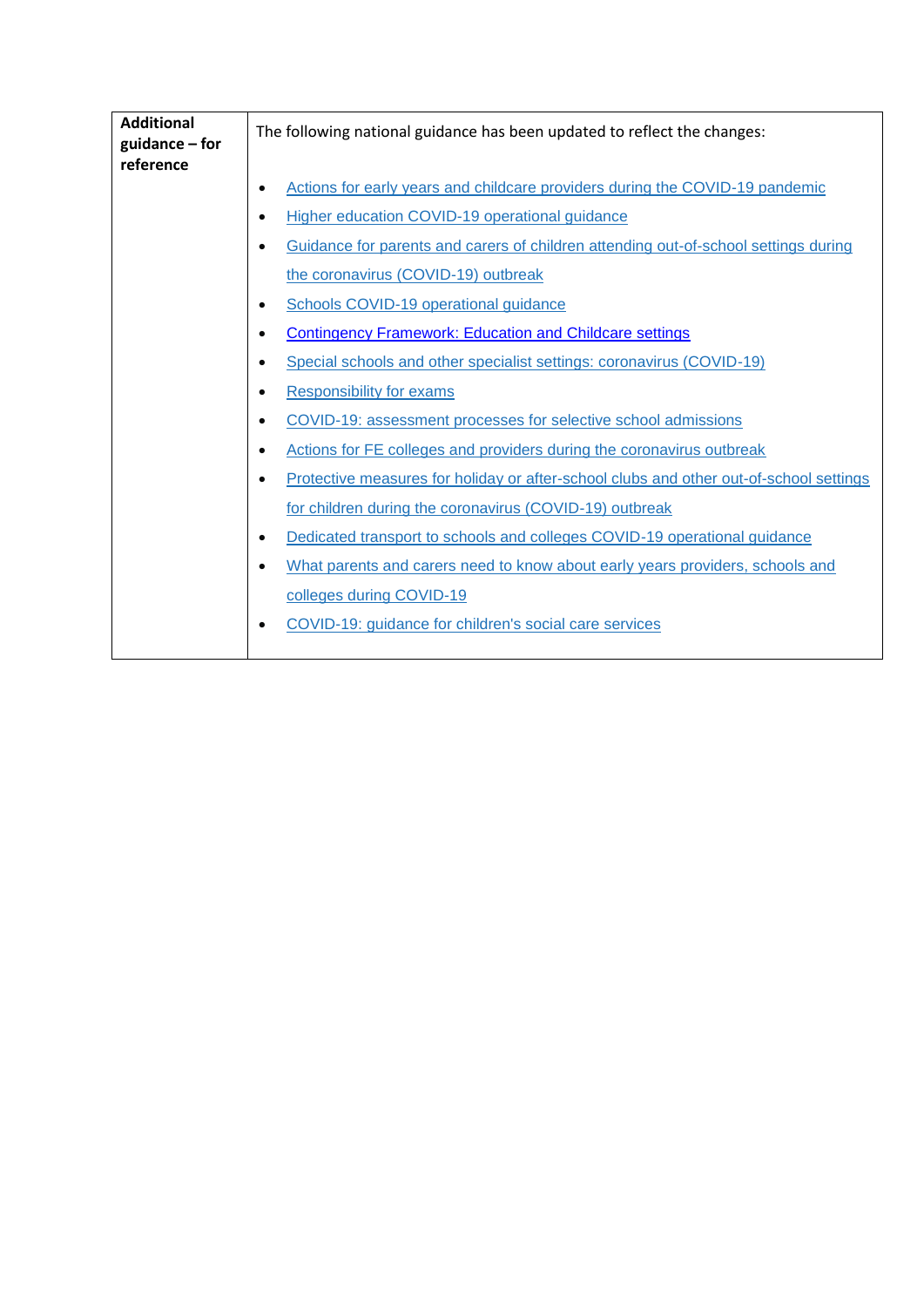| | |
|---|---|
| **Additional guidance – for reference** | The following national guidance has been updated to reflect the changes:<br><br>• Actions for early years and childcare providers during the COVID-19 pandemic<br>• Higher education COVID-19 operational guidance<br>• Guidance for parents and carers of children attending out-of-school settings during the coronavirus (COVID-19) outbreak<br>• Schools COVID-19 operational guidance<br>• Contingency Framework: Education and Childcare settings<br>• Special schools and other specialist settings: coronavirus (COVID-19)<br>• Responsibility for exams<br>• COVID-19: assessment processes for selective school admissions<br>• Actions for FE colleges and providers during the coronavirus outbreak<br>• Protective measures for holiday or after-school clubs and other out-of-school settings for children during the coronavirus (COVID-19) outbreak<br>• Dedicated transport to schools and colleges COVID-19 operational guidance<br>• What parents and carers need to know about early years providers, schools and colleges during COVID-19<br>• COVID-19: guidance for children's social care services |